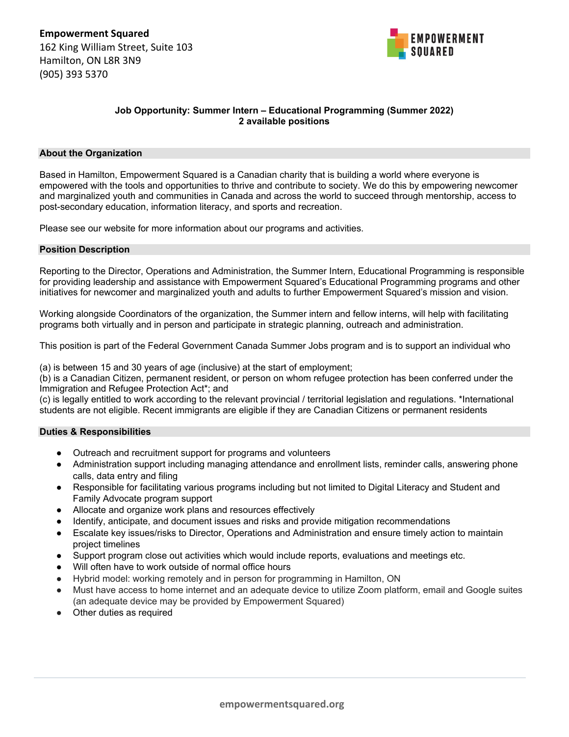**Empowerment Squared**
162 King William Street, Suite 103
Hamilton, ON L8R 3N9
(905) 393 5370

# Job Opportunity: Summer Intern – Educational Programming (Summer 2022)
## 2 available positions

## About the Organization

Based in Hamilton, Empowerment Squared is a Canadian charity that is building a world where everyone is empowered with the tools and opportunities to thrive and contribute to society. We do this by empowering newcomer and marginalized youth and communities in Canada and across the world to succeed through mentorship, access to post-secondary education, information literacy, and sports and recreation.

Please see our website for more information about our programs and activities.

## Position Description

Reporting to the Director, Operations and Administration, the Summer Intern, Educational Programming is responsible for providing leadership and assistance with Empowerment Squared's Educational Programming programs and other initiatives for newcomer and marginalized youth and adults to further Empowerment Squared's mission and vision.

Working alongside Coordinators of the organization, the Summer intern and fellow interns, will help with facilitating programs both virtually and in person and participate in strategic planning, outreach and administration.

This position is part of the Federal Government Canada Summer Jobs program and is to support an individual who

(a) is between 15 and 30 years of age (inclusive) at the start of employment;
(b) is a Canadian Citizen, permanent resident, or person on whom refugee protection has been conferred under the Immigration and Refugee Protection Act*; and
(c) is legally entitled to work according to the relevant provincial / territorial legislation and regulations. *International students are not eligible. Recent immigrants are eligible if they are Canadian Citizens or permanent residents

## Duties & Responsibilities

- Outreach and recruitment support for programs and volunteers
- Administration support including managing attendance and enrollment lists, reminder calls, answering phone calls, data entry and filing
- Responsible for facilitating various programs including but not limited to Digital Literacy and Student and Family Advocate program support
- Allocate and organize work plans and resources effectively
- Identify, anticipate, and document issues and risks and provide mitigation recommendations
- Escalate key issues/risks to Director, Operations and Administration and ensure timely action to maintain project timelines
- Support program close out activities which would include reports, evaluations and meetings etc.
- Will often have to work outside of normal office hours
- Hybrid model: working remotely and in person for programming in Hamilton, ON
- Must have access to home internet and an adequate device to utilize Zoom platform, email and Google suites (an adequate device may be provided by Empowerment Squared)
- Other duties as required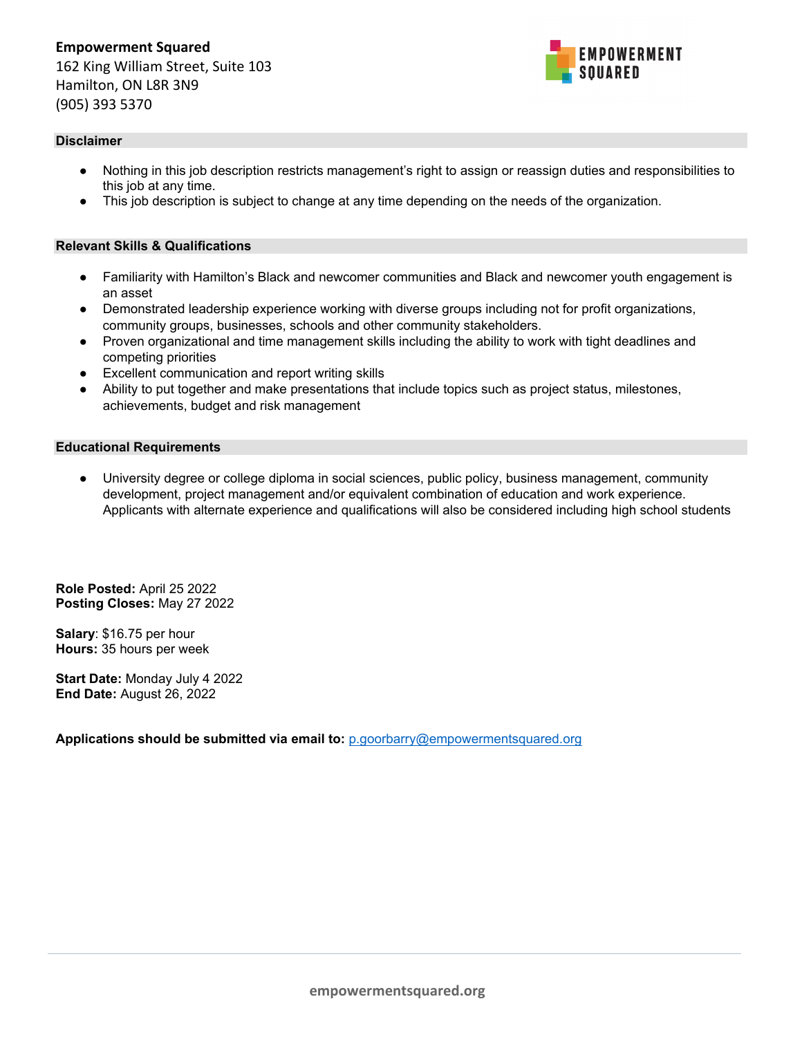**Empowerment Squared**
162 King William Street, Suite 103
Hamilton, ON L8R 3N9
(905) 393 5370

## Disclaimer

- Nothing in this job description restricts management's right to assign or reassign duties and responsibilities to this job at any time.
- This job description is subject to change at any time depending on the needs of the organization.

## Relevant Skills & Qualifications

- Familiarity with Hamilton's Black and newcomer communities and Black and newcomer youth engagement is an asset
- Demonstrated leadership experience working with diverse groups including not for profit organizations, community groups, businesses, schools and other community stakeholders.
- Proven organizational and time management skills including the ability to work with tight deadlines and competing priorities
- Excellent communication and report writing skills
- Ability to put together and make presentations that include topics such as project status, milestones, achievements, budget and risk management

## Educational Requirements

- University degree or college diploma in social sciences, public policy, business management, community development, project management and/or equivalent combination of education and work experience. Applicants with alternate experience and qualifications will also be considered including high school students

**Role Posted:** April 25 2022
**Posting Closes:** May 27 2022

**Salary**: $16.75 per hour
**Hours:** 35 hours per week

**Start Date:** Monday July 4 2022
**End Date:** August 26, 2022

**Applications should be submitted via email to:** p.goorbarry@empowermentsquared.org

empowermentsquared.org